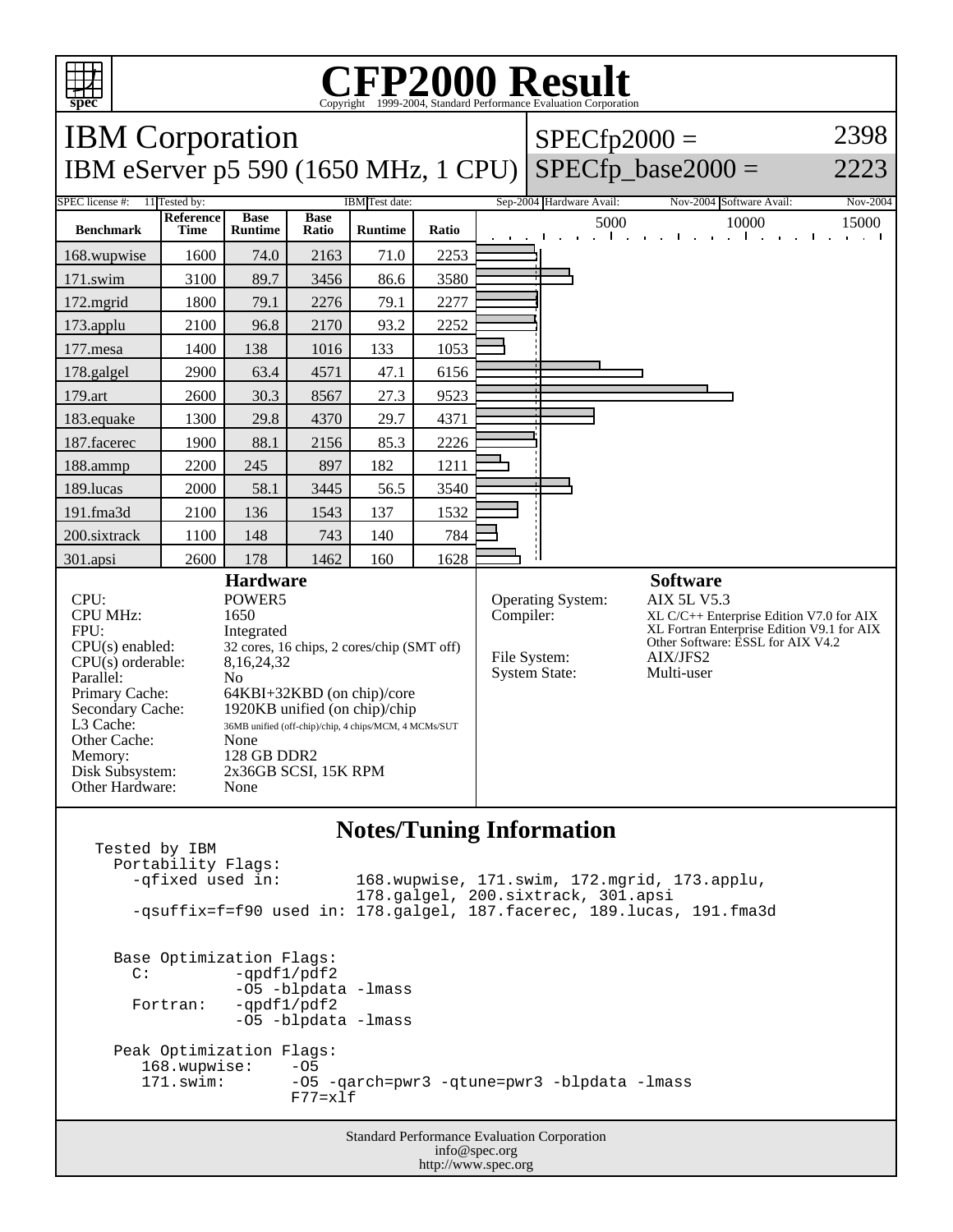# CFP2000 Result

Copyright 1999-2004, Standard Performance Evaluation Corporation

## IBM Corporation

## IBM eServer p5 590 (1650 MHz, 1 CPU)

SPECfp2000 = 2398

SPECfp_base2000 = 2223

| SPEC license #: | 11 | Tested by: | IBM | Test date: | Sep-2004 | Hardware Avail: | Nov-2004 | Software Avail: | Nov-2004 |
|---|---|---|---|---|---|---|---|---|---|

| Benchmark | Reference Time | Base Runtime | Base Ratio | Runtime | Ratio |
|---|---|---|---|---|---|
| 168.wupwise | 1600 | 74.0 | 2163 | 71.0 | 2253 |
| 171.swim | 3100 | 89.7 | 3456 | 86.6 | 3580 |
| 172.mgrid | 1800 | 79.1 | 2276 | 79.1 | 2277 |
| 173.applu | 2100 | 96.8 | 2170 | 93.2 | 2252 |
| 177.mesa | 1400 | 138 | 1016 | 133 | 1053 |
| 178.galgel | 2900 | 63.4 | 4571 | 47.1 | 6156 |
| 179.art | 2600 | 30.3 | 8567 | 27.3 | 9523 |
| 183.equake | 1300 | 29.8 | 4370 | 29.7 | 4371 |
| 187.facerec | 1900 | 88.1 | 2156 | 85.3 | 2226 |
| 188.ammp | 2200 | 245 | 897 | 182 | 1211 |
| 189.lucas | 2000 | 58.1 | 3445 | 56.5 | 3540 |
| 191.fma3d | 2100 | 136 | 1543 | 137 | 1532 |
| 200.sixtrack | 1100 | 148 | 743 | 140 | 784 |
| 301.apsi | 2600 | 178 | 1462 | 160 | 1628 |

### Hardware

| | |
|---|---|
| CPU: | POWER5 |
| CPU MHz: | 1650 |
| FPU: | Integrated |
| CPU(s) enabled: | 32 cores, 16 chips, 2 cores/chip (SMT off) |
| CPU(s) orderable: | 8,16,24,32 |
| Parallel: | No |
| Primary Cache: | 64KBI+32KBD (on chip)/core |
| Secondary Cache: | 1920KB unified (on chip)/chip |
| L3 Cache: | 36MB unified (off-chip)/chip, 4 chips/MCM, 4 MCMs/SUT |
| Other Cache: | None |
| Memory: | 128 GB DDR2 |
| Disk Subsystem: | 2x36GB SCSI, 15K RPM |
| Other Hardware: | None |

### Software

| | |
|---|---|
| Operating System: | AIX 5L V5.3 |
| Compiler: | XL C/C++ Enterprise Edition V7.0 for AIX<br>XL Fortran Enterprise Edition V9.1 for AIX<br>Other Software: ESSL for AIX V4.2 |
| File System: | AIX/JFS2 |
| System State: | Multi-user |

### Notes/Tuning Information

```
Tested by IBM
  Portability Flags:
    -qfixed used in:        168.wupwise, 171.swim, 172.mgrid, 173.applu,
                            178.galgel, 200.sixtrack, 301.apsi
    -qsuffix=f=f90 used in: 178.galgel, 187.facerec, 189.lucas, 191.fma3d


  Base Optimization Flags:
    C:          -qpdf1/pdf2
                -O5 -blpdata -lmass
    Fortran:    -qpdf1/pdf2
                -O5 -blpdata -lmass

  Peak Optimization Flags:
     168.wupwise:    -O5
     171.swim:       -O5 -qarch=pwr3 -qtune=pwr3 -blpdata -lmass
                     F77=xlf
```

Standard Performance Evaluation Corporation
info@spec.org
http://www.spec.org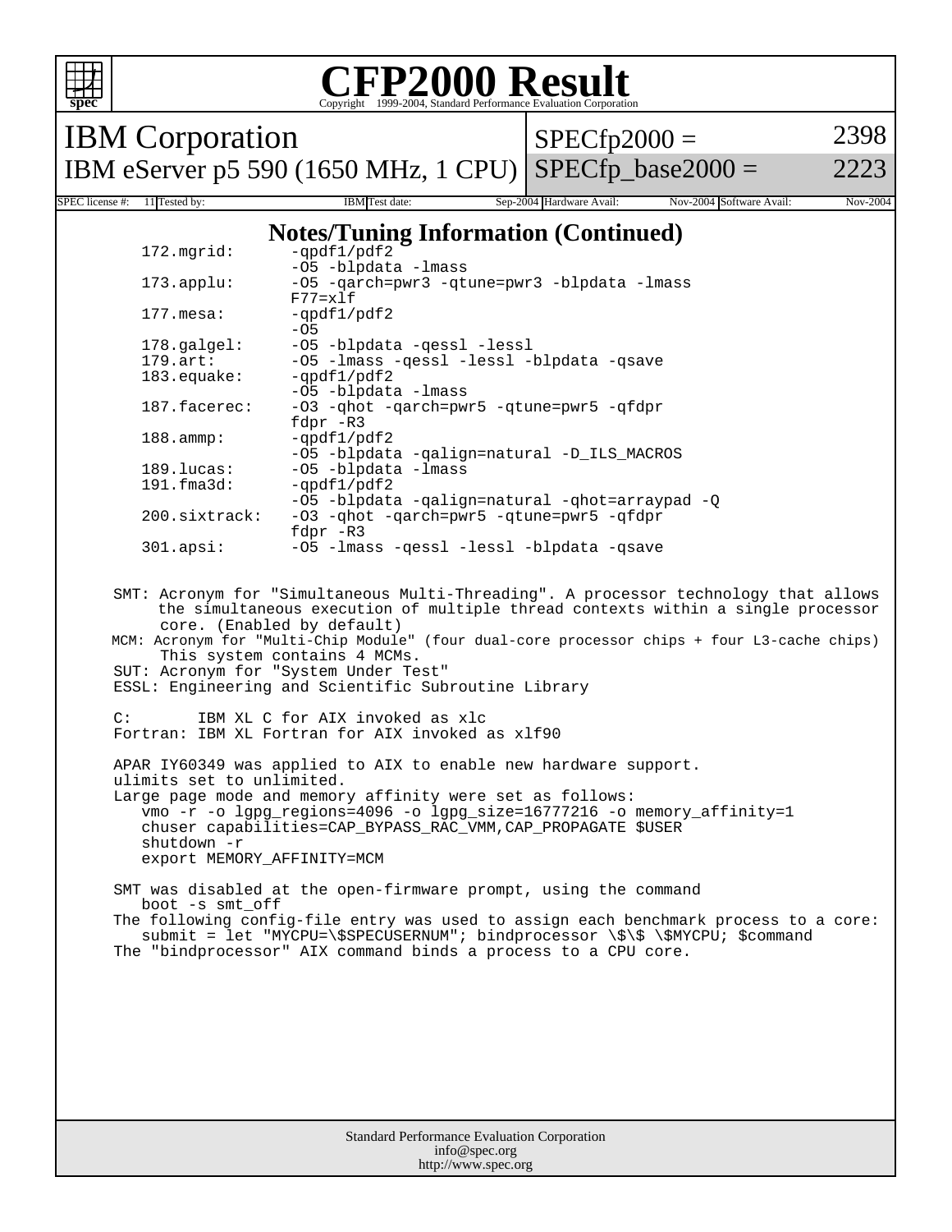# CFP2000 Result

Copyright 1999-2004, Standard Performance Evaluation Corporation

| IBM Corporation | SPECfp2000 = | 2398 |
|---|---|---|
| IBM eServer p5 590 (1650 MHz, 1 CPU) | SPECfp_base2000 = | 2223 |

SPEC license #: 11 Tested by: IBM Test date: Sep-2004 Hardware Avail: Nov-2004 Software Avail: Nov-2004

## Notes/Tuning Information (Continued)

```
172.mgrid:      -qpdf1/pdf2
                -O5 -blpdata -lmass
173.applu:      -O5 -qarch=pwr3 -qtune=pwr3 -blpdata -lmass
                F77=xlf
177.mesa:       -qpdf1/pdf2
                -O5
178.galgel:     -O5 -blpdata -qessl -lessl
179.art:        -O5 -lmass -qessl -lessl -blpdata -qsave
183.equake:     -qpdf1/pdf2
                -O5 -blpdata -lmass
187.facerec:    -O3 -qhot -qarch=pwr5 -qtune=pwr5 -qfdpr
                fdpr -R3
188.ammp:       -qpdf1/pdf2
                -O5 -blpdata -qalign=natural -D_ILS_MACROS
189.lucas:      -O5 -blpdata -lmass
191.fma3d:      -qpdf1/pdf2
                -O5 -blpdata -qalign=natural -qhot=arraypad -Q
200.sixtrack:   -O3 -qhot -qarch=pwr5 -qtune=pwr5 -qfdpr
                fdpr -R3
301.apsi:       -O5 -lmass -qessl -lessl -blpdata -qsave
```

SMT: Acronym for "Simultaneous Multi-Threading". A processor technology that allows the simultaneous execution of multiple thread contexts within a single processor core. (Enabled by default)
MCM: Acronym for "Multi-Chip Module" (four dual-core processor chips + four L3-cache chips) This system contains 4 MCMs.
SUT: Acronym for "System Under Test"
ESSL: Engineering and Scientific Subroutine Library

C: IBM XL C for AIX invoked as xlc
Fortran: IBM XL Fortran for AIX invoked as xlf90

APAR IY60349 was applied to AIX to enable new hardware support.
ulimits set to unlimited.
Large page mode and memory affinity were set as follows:

```
vmo -r -o lgpg_regions=4096 -o lgpg_size=16777216 -o memory_affinity=1
chuser capabilities=CAP_BYPASS_RAC_VMM,CAP_PROPAGATE $USER
shutdown -r
export MEMORY_AFFINITY=MCM
```

SMT was disabled at the open-firmware prompt, using the command

```
boot -s smt_off
```

The following config-file entry was used to assign each benchmark process to a core:

```
submit = let "MYCPU=\$SPECUSERNUM"; bindprocessor \$\$ \$MYCPU; $command
```

The "bindprocessor" AIX command binds a process to a CPU core.

Standard Performance Evaluation Corporation
info@spec.org
http://www.spec.org